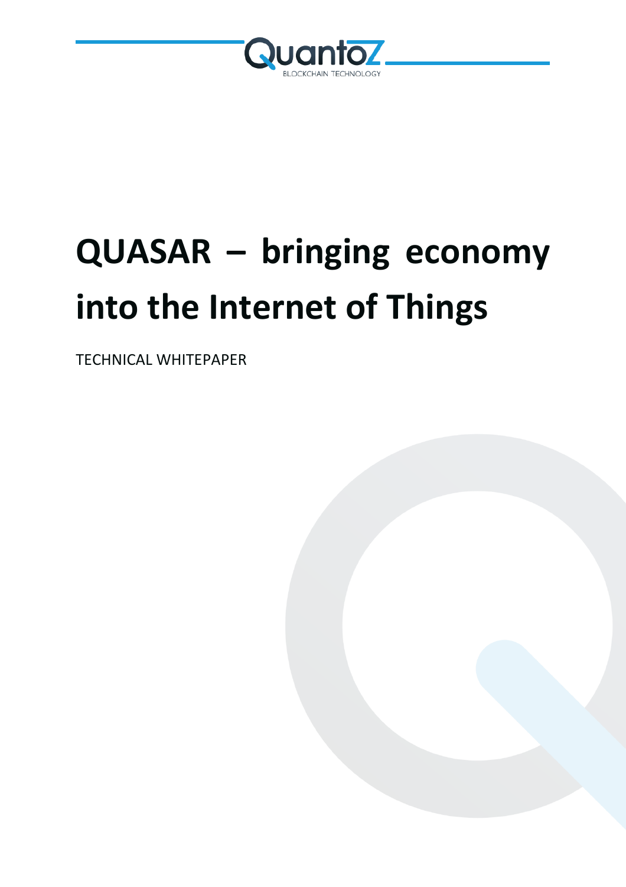# QUASAR – bringing economy into the Internet of Things

TECHNICAL WHITEPAPER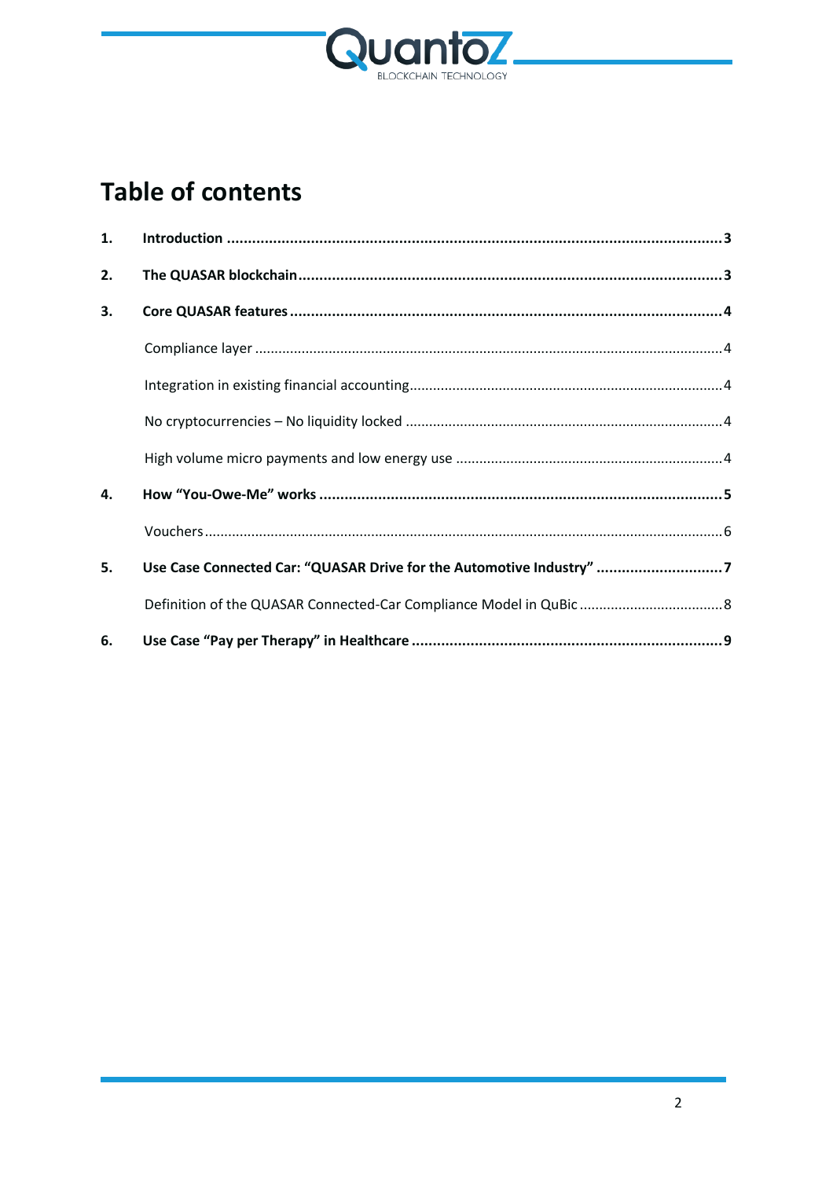# Table of contents

| | | |
|---|---|---|
| **1.** | **Introduction** | **3** |
| **2.** | **The QUASAR blockchain** | **3** |
| **3.** | **Core QUASAR features** | **4** |
| | Compliance layer | 4 |
| | Integration in existing financial accounting | 4 |
| | No cryptocurrencies – No liquidity locked | 4 |
| | High volume micro payments and low energy use | 4 |
| **4.** | **How "You-Owe-Me" works** | **5** |
| | Vouchers | 6 |
| **5.** | **Use Case Connected Car: "QUASAR Drive for the Automotive Industry"** | **7** |
| | Definition of the QUASAR Connected-Car Compliance Model in QuBic | 8 |
| **6.** | **Use Case "Pay per Therapy" in Healthcare** | **9** |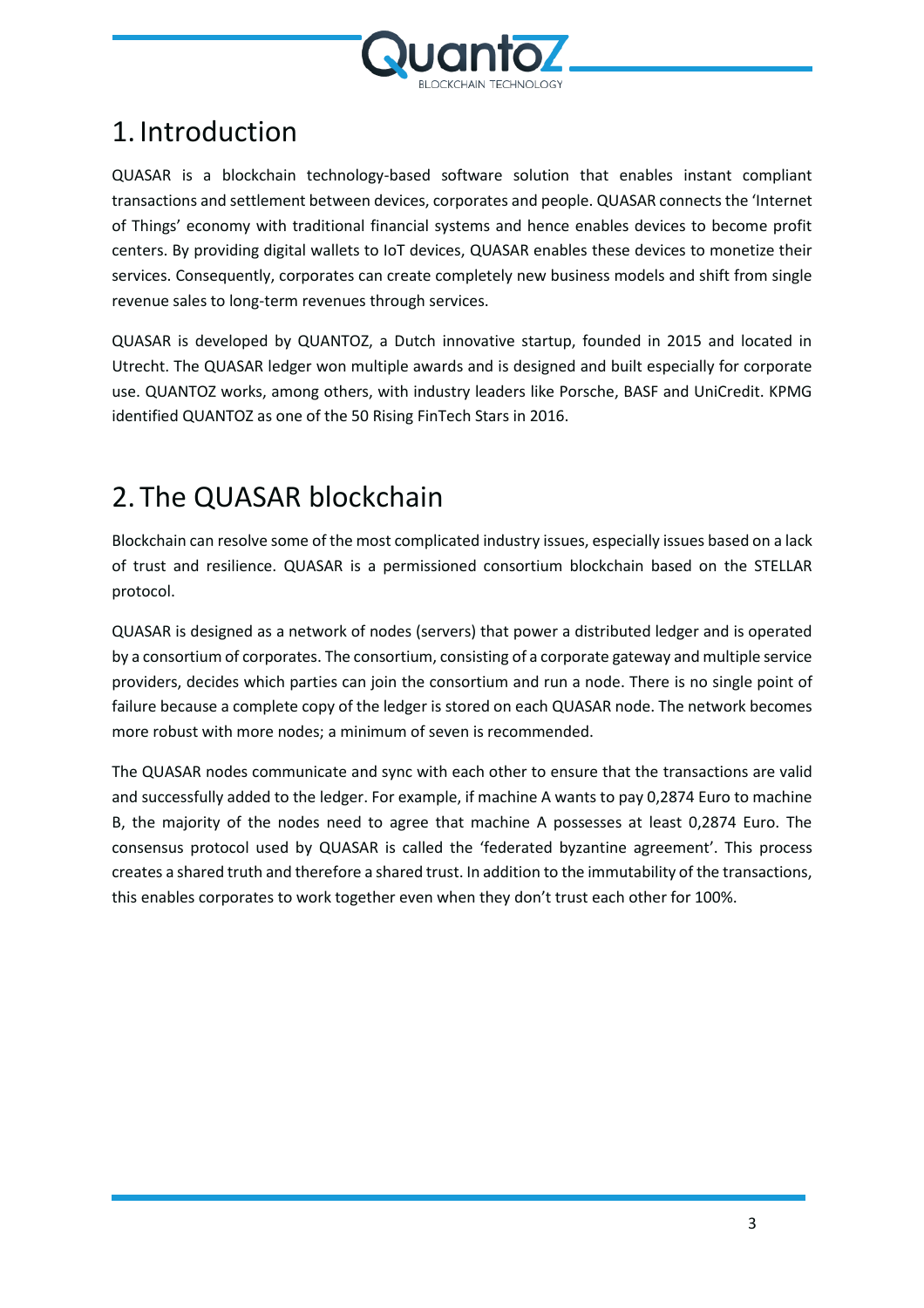# 1. Introduction

QUASAR is a blockchain technology-based software solution that enables instant compliant transactions and settlement between devices, corporates and people. QUASAR connects the 'Internet of Things' economy with traditional financial systems and hence enables devices to become profit centers. By providing digital wallets to IoT devices, QUASAR enables these devices to monetize their services. Consequently, corporates can create completely new business models and shift from single revenue sales to long-term revenues through services.

QUASAR is developed by QUANTOZ, a Dutch innovative startup, founded in 2015 and located in Utrecht. The QUASAR ledger won multiple awards and is designed and built especially for corporate use. QUANTOZ works, among others, with industry leaders like Porsche, BASF and UniCredit. KPMG identified QUANTOZ as one of the 50 Rising FinTech Stars in 2016.

# 2. The QUASAR blockchain

Blockchain can resolve some of the most complicated industry issues, especially issues based on a lack of trust and resilience. QUASAR is a permissioned consortium blockchain based on the STELLAR protocol.

QUASAR is designed as a network of nodes (servers) that power a distributed ledger and is operated by a consortium of corporates. The consortium, consisting of a corporate gateway and multiple service providers, decides which parties can join the consortium and run a node. There is no single point of failure because a complete copy of the ledger is stored on each QUASAR node. The network becomes more robust with more nodes; a minimum of seven is recommended.

The QUASAR nodes communicate and sync with each other to ensure that the transactions are valid and successfully added to the ledger. For example, if machine A wants to pay 0,2874 Euro to machine B, the majority of the nodes need to agree that machine A possesses at least 0,2874 Euro. The consensus protocol used by QUASAR is called the 'federated byzantine agreement'. This process creates a shared truth and therefore a shared trust. In addition to the immutability of the transactions, this enables corporates to work together even when they don't trust each other for 100%.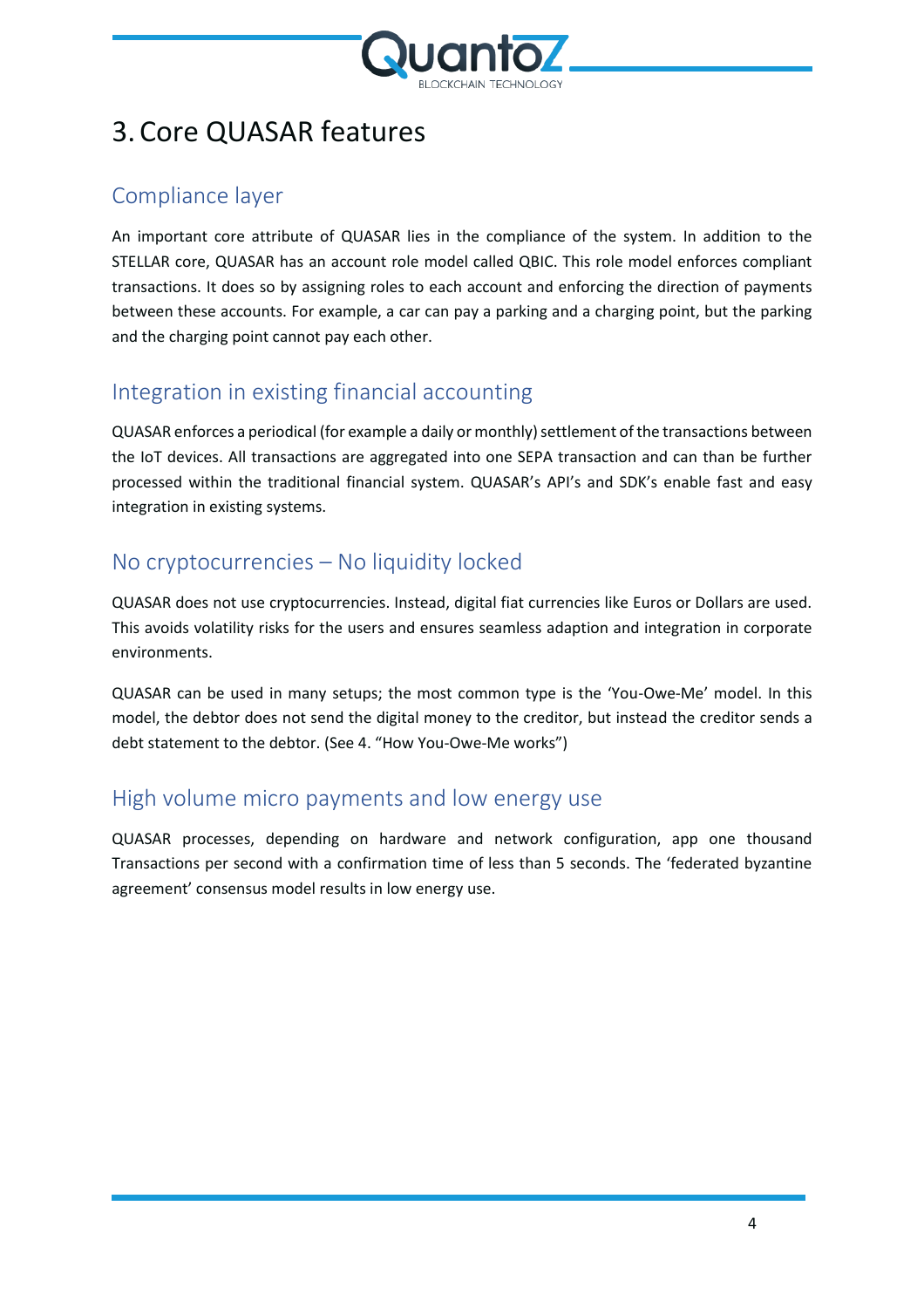# 3. Core QUASAR features

## Compliance layer

An important core attribute of QUASAR lies in the compliance of the system. In addition to the STELLAR core, QUASAR has an account role model called QBIC. This role model enforces compliant transactions. It does so by assigning roles to each account and enforcing the direction of payments between these accounts. For example, a car can pay a parking and a charging point, but the parking and the charging point cannot pay each other.

## Integration in existing financial accounting

QUASAR enforces a periodical (for example a daily or monthly) settlement of the transactions between the IoT devices. All transactions are aggregated into one SEPA transaction and can than be further processed within the traditional financial system. QUASAR's API's and SDK's enable fast and easy integration in existing systems.

## No cryptocurrencies – No liquidity locked

QUASAR does not use cryptocurrencies. Instead, digital fiat currencies like Euros or Dollars are used. This avoids volatility risks for the users and ensures seamless adaption and integration in corporate environments.

QUASAR can be used in many setups; the most common type is the 'You-Owe-Me' model. In this model, the debtor does not send the digital money to the creditor, but instead the creditor sends a debt statement to the debtor. (See 4. "How You-Owe-Me works")

## High volume micro payments and low energy use

QUASAR processes, depending on hardware and network configuration, app one thousand Transactions per second with a confirmation time of less than 5 seconds. The 'federated byzantine agreement' consensus model results in low energy use.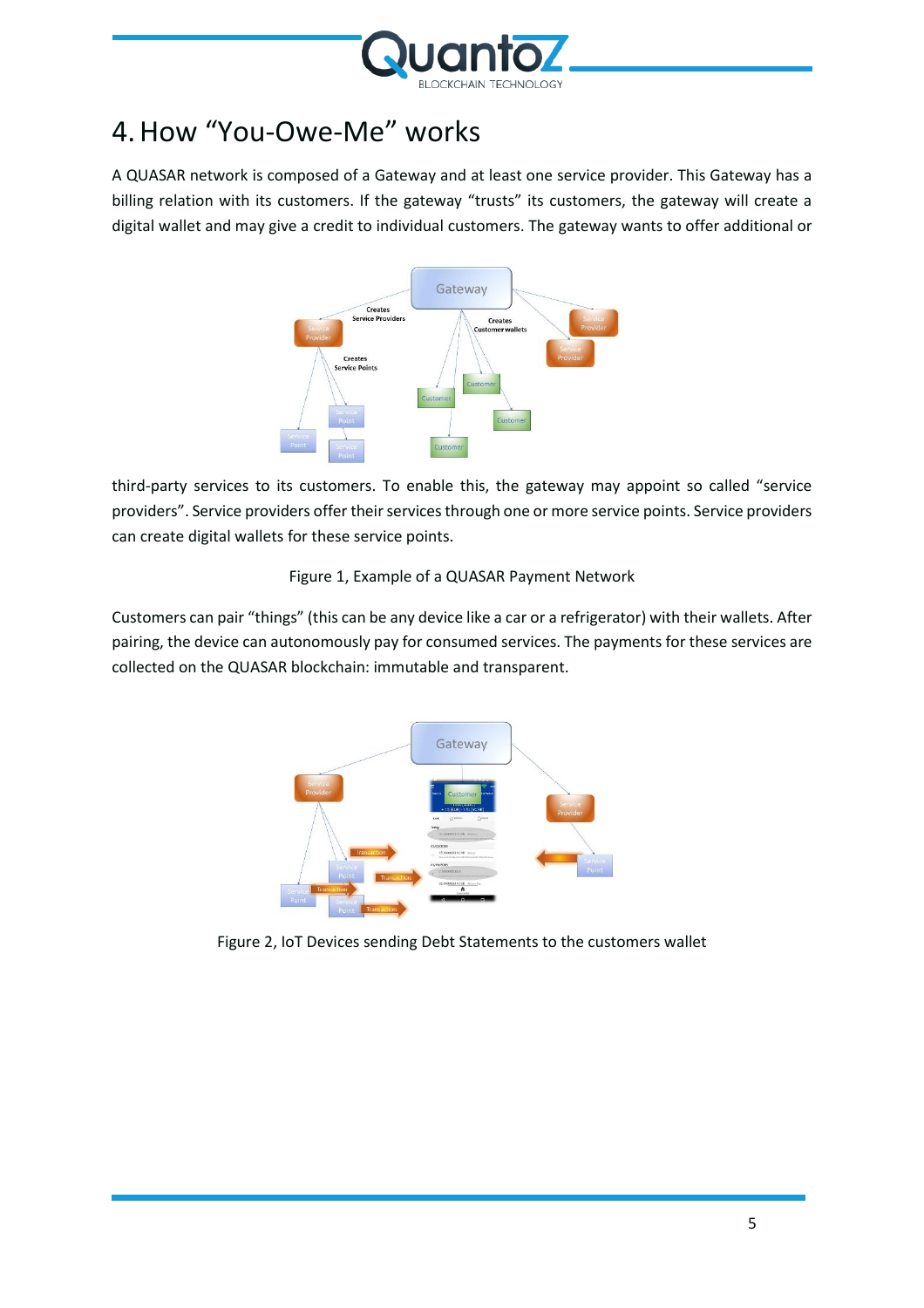# 4. How "You-Owe-Me" works

A QUASAR network is composed of a Gateway and at least one service provider. This Gateway has a billing relation with its customers. If the gateway "trusts" its customers, the gateway will create a digital wallet and may give a credit to individual customers. The gateway wants to offer additional or third-party services to its customers. To enable this, the gateway may appoint so called "service providers". Service providers offer their services through one or more service points. Service providers can create digital wallets for these service points.

Figure 1, Example of a QUASAR Payment Network

Customers can pair "things" (this can be any device like a car or a refrigerator) with their wallets. After pairing, the device can autonomously pay for consumed services. The payments for these services are collected on the QUASAR blockchain: immutable and transparent.

Figure 2, IoT Devices sending Debt Statements to the customers wallet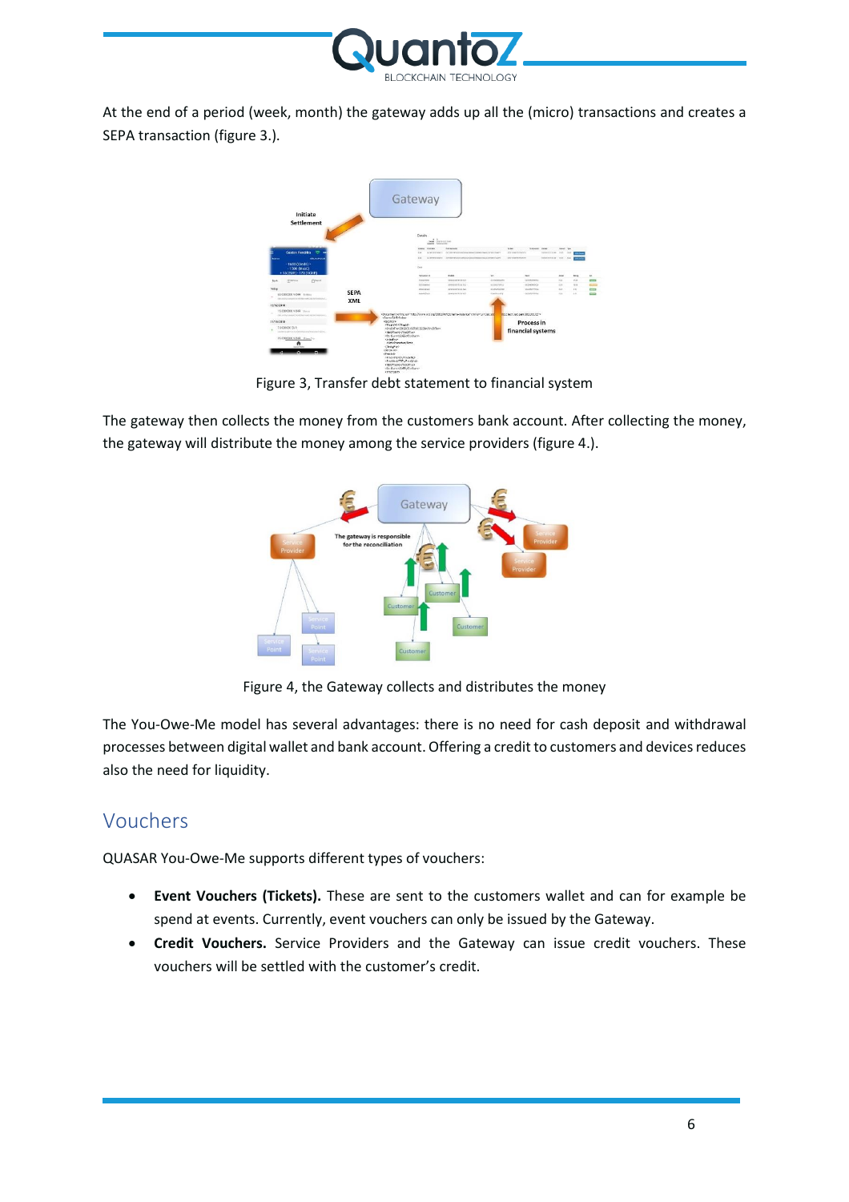At the end of a period (week, month) the gateway adds up all the (micro) transactions and creates a SEPA transaction (figure 3.).

Figure 3, Transfer debt statement to financial system

The gateway then collects the money from the customers bank account. After collecting the money, the gateway will distribute the money among the service providers (figure 4.).

Figure 4, the Gateway collects and distributes the money

The You-Owe-Me model has several advantages: there is no need for cash deposit and withdrawal processes between digital wallet and bank account. Offering a credit to customers and devices reduces also the need for liquidity.

## Vouchers

QUASAR You-Owe-Me supports different types of vouchers:

- **Event Vouchers (Tickets).** These are sent to the customers wallet and can for example be spend at events. Currently, event vouchers can only be issued by the Gateway.
- **Credit Vouchers.** Service Providers and the Gateway can issue credit vouchers. These vouchers will be settled with the customer's credit.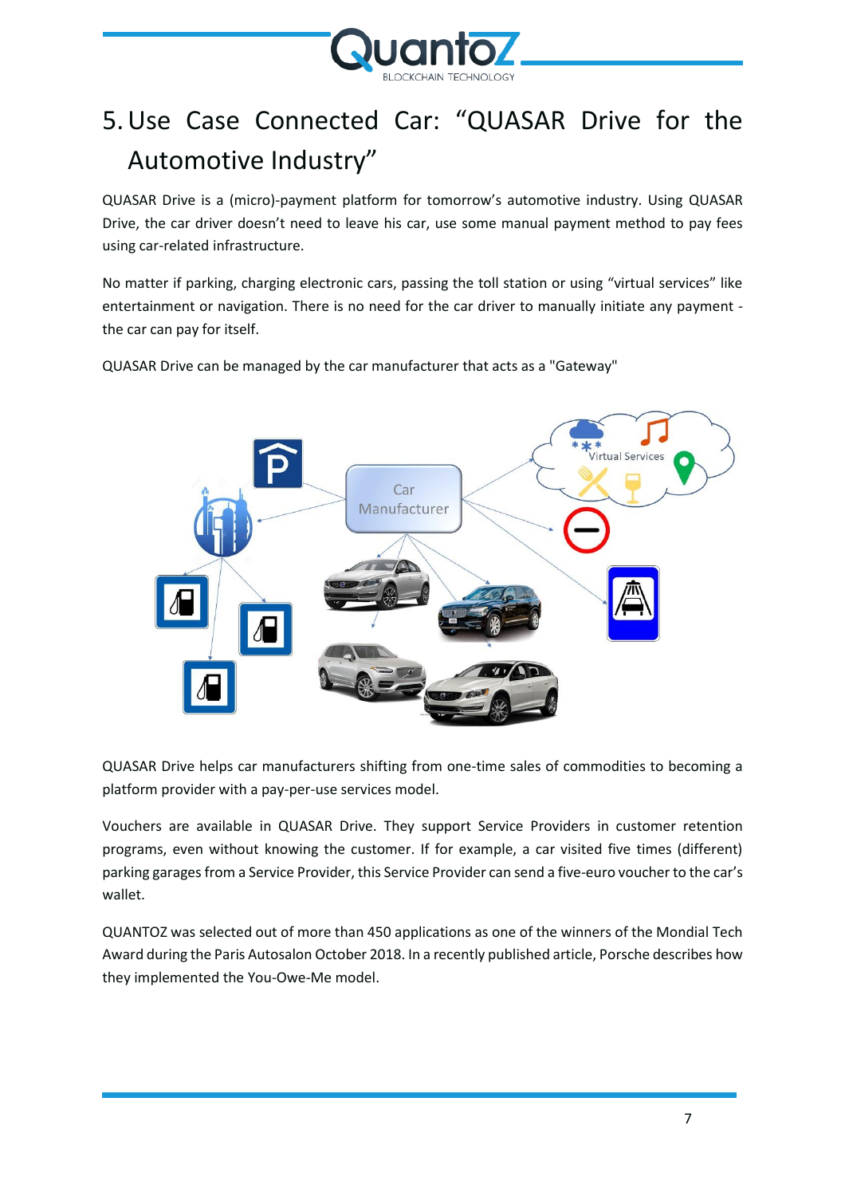# 5. Use Case Connected Car: "QUASAR Drive for the Automotive Industry"

QUASAR Drive is a (micro)-payment platform for tomorrow's automotive industry. Using QUASAR Drive, the car driver doesn't need to leave his car, use some manual payment method to pay fees using car-related infrastructure.

No matter if parking, charging electronic cars, passing the toll station or using "virtual services" like entertainment or navigation. There is no need for the car driver to manually initiate any payment - the car can pay for itself.

QUASAR Drive can be managed by the car manufacturer that acts as a "Gateway"

QUASAR Drive helps car manufacturers shifting from one-time sales of commodities to becoming a platform provider with a pay-per-use services model.

Vouchers are available in QUASAR Drive. They support Service Providers in customer retention programs, even without knowing the customer. If for example, a car visited five times (different) parking garages from a Service Provider, this Service Provider can send a five-euro voucher to the car's wallet.

QUANTOZ was selected out of more than 450 applications as one of the winners of the Mondial Tech Award during the Paris Autosalon October 2018. In a recently published article, Porsche describes how they implemented the You-Owe-Me model.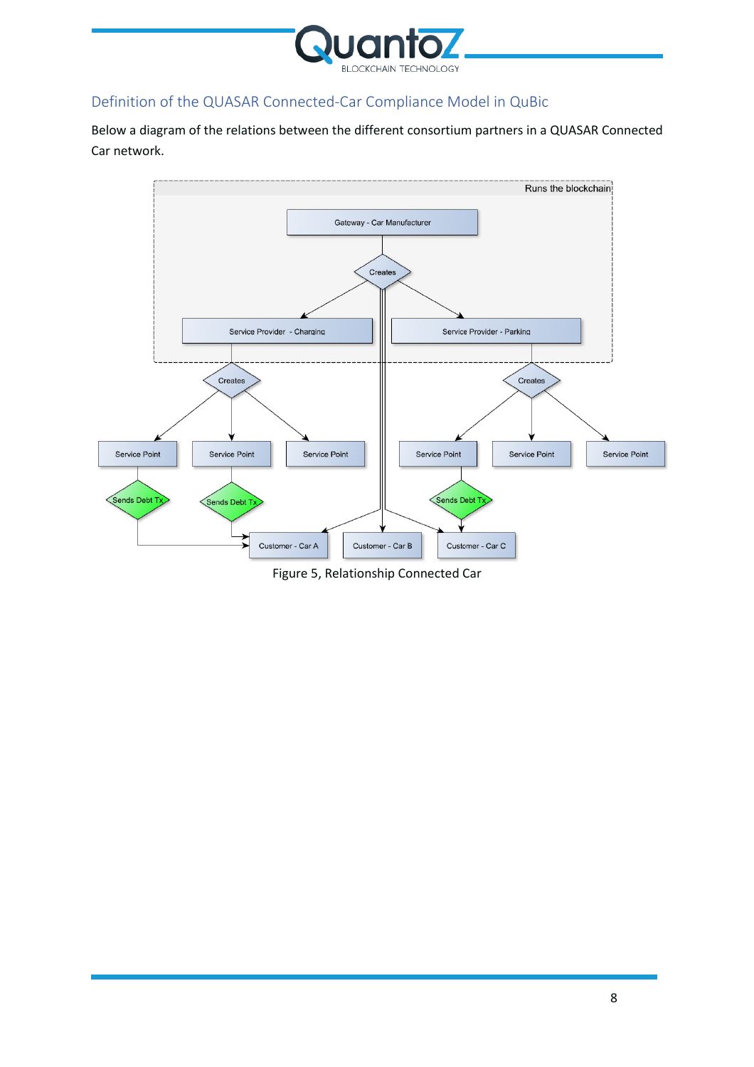## Definition of the QUASAR Connected-Car Compliance Model in QuBic

Below a diagram of the relations between the different consortium partners in a QUASAR Connected Car network.

Figure 5, Relationship Connected Car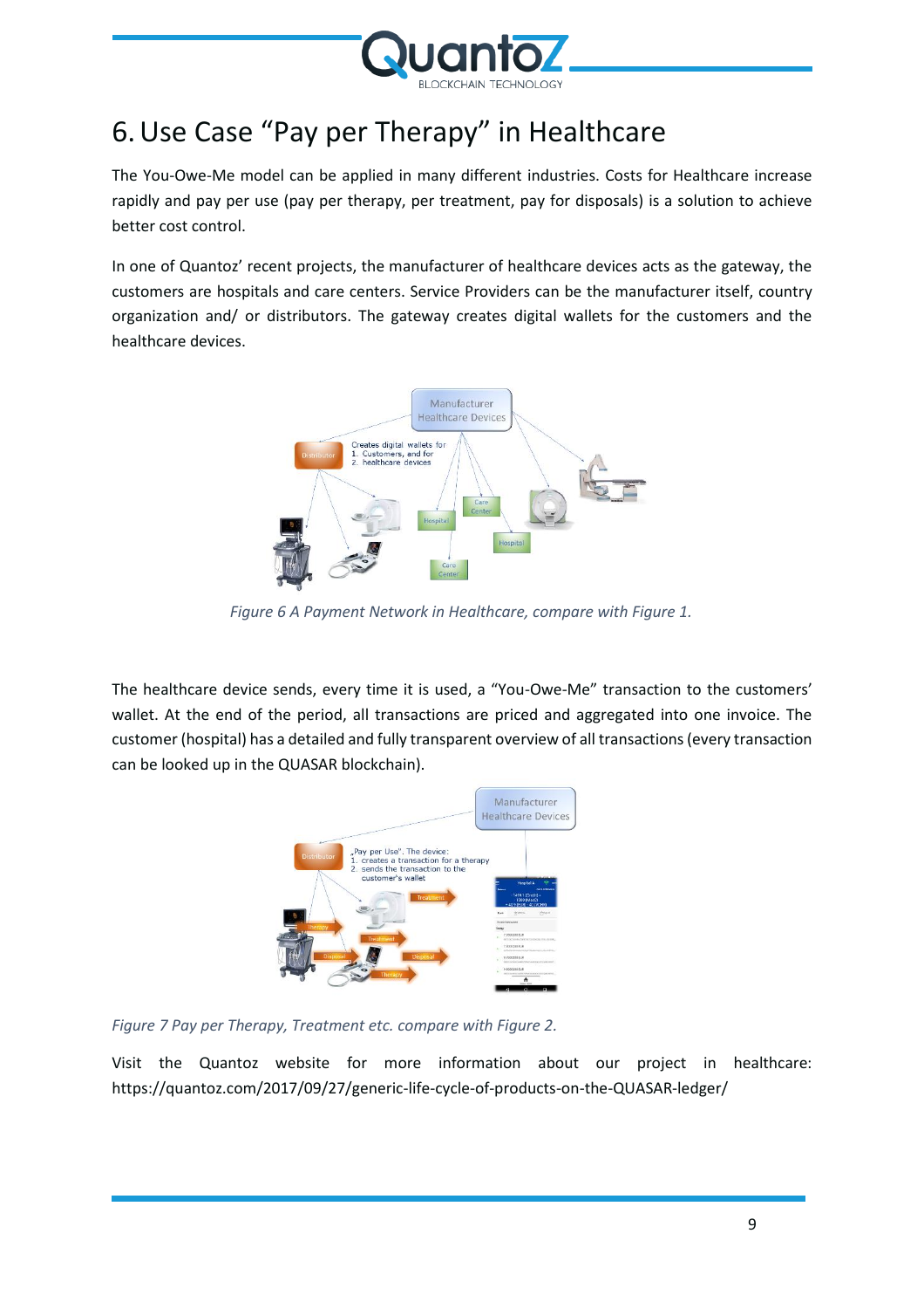# 6. Use Case “Pay per Therapy” in Healthcare

The You-Owe-Me model can be applied in many different industries. Costs for Healthcare increase rapidly and pay per use (pay per therapy, per treatment, pay for disposals) is a solution to achieve better cost control.

In one of Quantoz’ recent projects, the manufacturer of healthcare devices acts as the gateway, the customers are hospitals and care centers. Service Providers can be the manufacturer itself, country organization and/ or distributors. The gateway creates digital wallets for the customers and the healthcare devices.

Manufacturer Healthcare Devices
Creates digital wallets for
1. Customers, and for
2. healthcare devices
Distributor
Hospital
Care Center
Hospital
Care Center

*Figure 6 A Payment Network in Healthcare, compare with Figure 1.*

The healthcare device sends, every time it is used, a “You-Owe-Me” transaction to the customers’ wallet. At the end of the period, all transactions are priced and aggregated into one invoice. The customer (hospital) has a detailed and fully transparent overview of all transactions (every transaction can be looked up in the QUASAR blockchain).

Manufacturer Healthcare Devices
„Pay per Use“. The device:
1. creates a transaction for a therapy
2. sends the transaction to the customer's wallet
Distributor
Treatment
Therapy
Treatment
Disposal
Disposal
Therapy

*Figure 7 Pay per Therapy, Treatment etc. compare with Figure 2.*

Visit the Quantoz website for more information about our project in healthcare: https://quantoz.com/2017/09/27/generic-life-cycle-of-products-on-the-QUASAR-ledger/